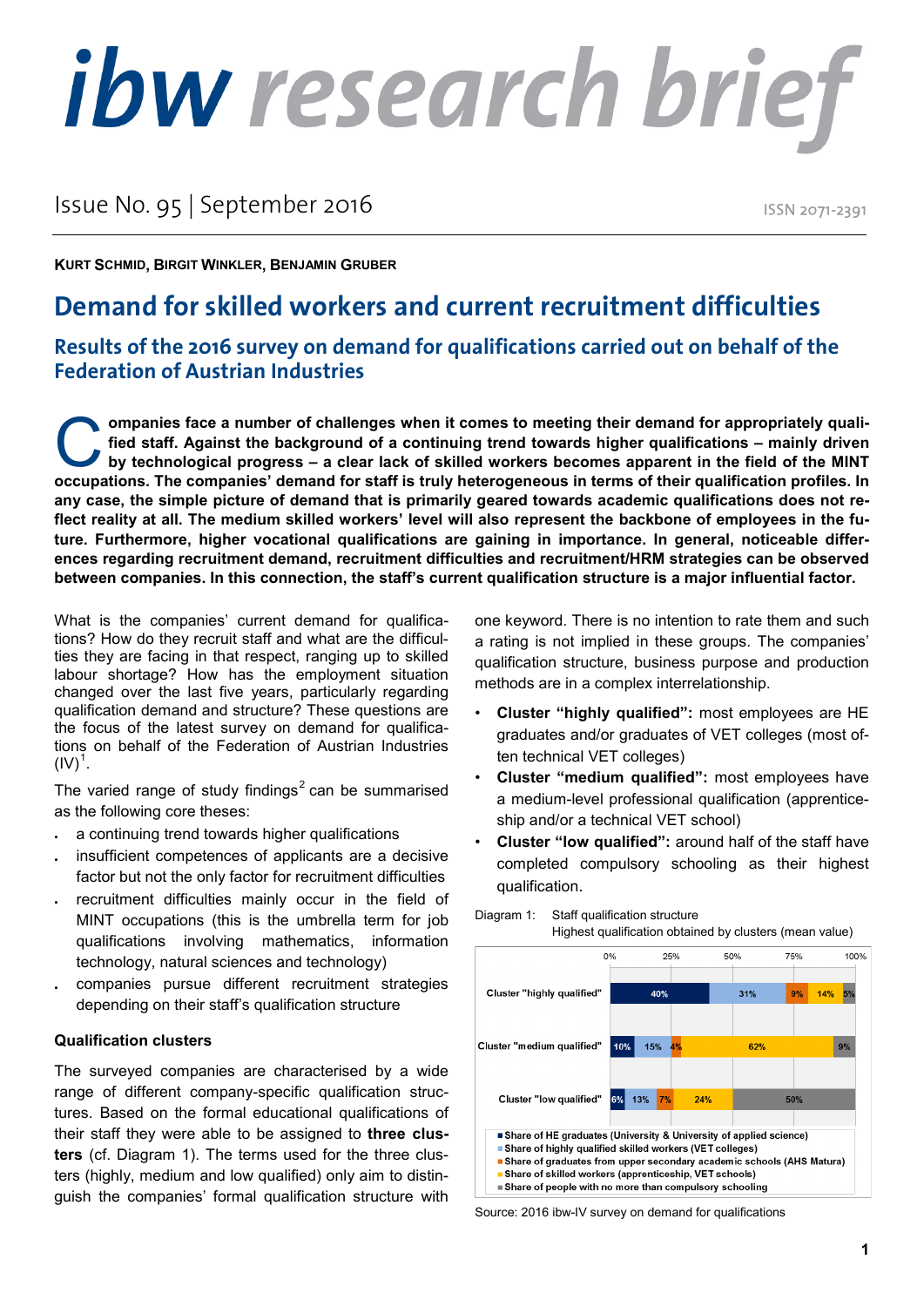# ibw research brief

Issue No. 95 | September 2016

ISSN 2071-2391

**Kurt Schmid, Birgit Winkler, Benjamin Gruber**

## Demand for skilled workers and current recruitment difficulties

### Results of the 2016 survey on demand for qualifications carried out on behalf of the Federation of Austrian Industries

**Companies face a number of challenges when it comes to meeting their demand for appropriately qualified staff. Against the background of a continuing trend towards higher qualifications – mainly driven by technological progress – a clear lack of skilled workers becomes apparent in the field of the MINT occupations. The companies' demand for staff is truly heterogeneous in terms of their qualification profiles. In any case, the simple picture of demand that is primarily geared towards academic qualifications does not reflect reality at all. The medium skilled workers' level will also represent the backbone of employees in the future. Furthermore, higher vocational qualifications are gaining in importance. In general, noticeable differences regarding recruitment demand, recruitment difficulties and recruitment/HRM strategies can be observed between companies. In this connection, the staff's current qualification structure is a major influential factor.**

What is the companies' current demand for qualifications? How do they recruit staff and what are the difficulties they are facing in that respect, ranging up to skilled labour shortage? How has the employment situation changed over the last five years, particularly regarding qualification demand and structure? These questions are the focus of the latest survey on demand for qualifications on behalf of the Federation of Austrian Industries (IV)[1].

The varied range of study findings[2] can be summarised as the following core theses:

- a continuing trend towards higher qualifications
- insufficient competences of applicants are a decisive factor but not the only factor for recruitment difficulties
- recruitment difficulties mainly occur in the field of MINT occupations (this is the umbrella term for job qualifications involving mathematics, information technology, natural sciences and technology)
- companies pursue different recruitment strategies depending on their staff's qualification structure

#### Qualification clusters

The surveyed companies are characterised by a wide range of different company-specific qualification structures. Based on the formal educational qualifications of their staff they were able to be assigned to **three clusters** (cf. Diagram 1). The terms used for the three clusters (highly, medium and low qualified) only aim to distinguish the companies' formal qualification structure with one keyword. There is no intention to rate them and such a rating is not implied in these groups. The companies' qualification structure, business purpose and production methods are in a complex interrelationship.

- **Cluster "highly qualified":** most employees are HE graduates and/or graduates of VET colleges (most often technical VET colleges)
- **Cluster "medium qualified":** most employees have a medium-level professional qualification (apprenticeship and/or a technical VET school)
- **Cluster "low qualified":** around half of the staff have completed compulsory schooling as their highest qualification.

Diagram 1: Staff qualification structure
Highest qualification obtained by clusters (mean value)

| | Share of HE graduates (University & University of applied science) | Share of highly qualified skilled workers (VET colleges) | Share of graduates from upper secondary academic schools (AHS Matura) | Share of skilled workers (apprenticeship, VET schools) | Share of people with no more than compulsory schooling |
|---|---|---|---|---|---|
| Cluster "highly qualified" | 40% | 31% | 9% | 14% | 5% |
| Cluster "medium qualified" | 10% | 15% | 4% | 62% | 9% |
| Cluster "low qualified" | 6% | 13% | 7% | 24% | 50% |

Source: 2016 ibw-IV survey on demand for qualifications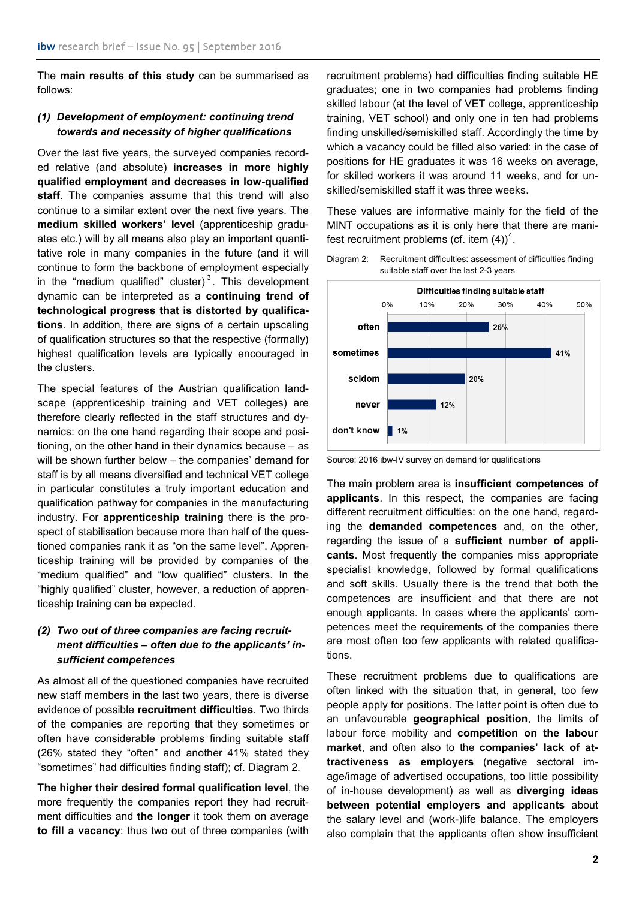The **main results of this study** can be summarised as follows:

### *(1) Development of employment: continuing trend towards and necessity of higher qualifications*

Over the last five years, the surveyed companies recorded relative (and absolute) **increases in more highly qualified employment and decreases in low-qualified staff**. The companies assume that this trend will also continue to a similar extent over the next five years. The **medium skilled workers' level** (apprenticeship graduates etc.) will by all means also play an important quantitative role in many companies in the future (and it will continue to form the backbone of employment especially in the "medium qualified" cluster)[3]. This development dynamic can be interpreted as a **continuing trend of technological progress that is distorted by qualifications**. In addition, there are signs of a certain upscaling of qualification structures so that the respective (formally) highest qualification levels are typically encouraged in the clusters.

The special features of the Austrian qualification landscape (apprenticeship training and VET colleges) are therefore clearly reflected in the staff structures and dynamics: on the one hand regarding their scope and positioning, on the other hand in their dynamics because – as will be shown further below – the companies' demand for staff is by all means diversified and technical VET college in particular constitutes a truly important education and qualification pathway for companies in the manufacturing industry. For **apprenticeship training** there is the prospect of stabilisation because more than half of the questioned companies rank it as "on the same level". Apprenticeship training will be provided by companies of the "medium qualified" and "low qualified" clusters. In the "highly qualified" cluster, however, a reduction of apprenticeship training can be expected.

### *(2) Two out of three companies are facing recruitment difficulties – often due to the applicants' insufficient competences*

As almost all of the questioned companies have recruited new staff members in the last two years, there is diverse evidence of possible **recruitment difficulties**. Two thirds of the companies are reporting that they sometimes or often have considerable problems finding suitable staff (26% stated they "often" and another 41% stated they "sometimes" had difficulties finding staff); cf. Diagram 2.

**The higher their desired formal qualification level**, the more frequently the companies report they had recruitment difficulties and **the longer** it took them on average **to fill a vacancy**: thus two out of three companies (with recruitment problems) had difficulties finding suitable HE graduates; one in two companies had problems finding skilled labour (at the level of VET college, apprenticeship training, VET school) and only one in ten had problems finding unskilled/semiskilled staff. Accordingly the time by which a vacancy could be filled also varied: in the case of positions for HE graduates it was 16 weeks on average, for skilled workers it was around 11 weeks, and for unskilled/semiskilled staff it was three weeks.

These values are informative mainly for the field of the MINT occupations as it is only here that there are manifest recruitment problems (cf. item (4))[4].

Diagram 2: Recruitment difficulties: assessment of difficulties finding suitable staff over the last 2-3 years

**Difficulties finding suitable staff**

| | % |
|---|---|
| often | 26% |
| sometimes | 41% |
| seldom | 20% |
| never | 12% |
| don't know | 1% |

Source: 2016 ibw-IV survey on demand for qualifications

The main problem area is **insufficient competences of applicants**. In this respect, the companies are facing different recruitment difficulties: on the one hand, regarding the **demanded competences** and, on the other, regarding the issue of a **sufficient number of applicants**. Most frequently the companies miss appropriate specialist knowledge, followed by formal qualifications and soft skills. Usually there is the trend that both the competences are insufficient and that there are not enough applicants. In cases where the applicants' competences meet the requirements of the companies there are most often too few applicants with related qualifications.

These recruitment problems due to qualifications are often linked with the situation that, in general, too few people apply for positions. The latter point is often due to an unfavourable **geographical position**, the limits of labour force mobility and **competition on the labour market**, and often also to the **companies' lack of attractiveness as employers** (negative sectoral image/image of advertised occupations, too little possibility of in-house development) as well as **diverging ideas between potential employers and applicants** about the salary level and (work-)life balance. The employers also complain that the applicants often show insufficient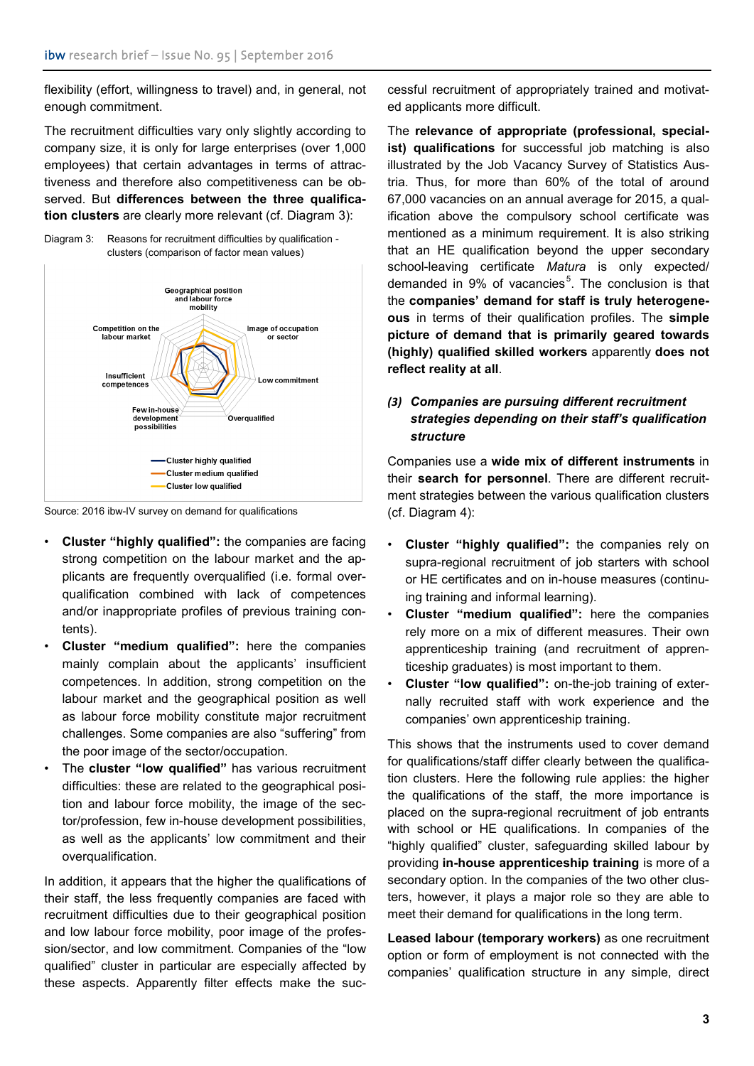flexibility (effort, willingness to travel) and, in general, not enough commitment.

The recruitment difficulties vary only slightly according to company size, it is only for large enterprises (over 1,000 employees) that certain advantages in terms of attractiveness and therefore also competitiveness can be observed. But **differences between the three qualification clusters** are clearly more relevant (cf. Diagram 3):

Diagram 3: Reasons for recruitment difficulties by qualification - clusters (comparison of factor mean values)

Source: 2016 ibw-IV survey on demand for qualifications

- **Cluster "highly qualified":** the companies are facing strong competition on the labour market and the applicants are frequently overqualified (i.e. formal overqualification combined with lack of competences and/or inappropriate profiles of previous training contents).
- **Cluster "medium qualified":** here the companies mainly complain about the applicants' insufficient competences. In addition, strong competition on the labour market and the geographical position as well as labour force mobility constitute major recruitment challenges. Some companies are also "suffering" from the poor image of the sector/occupation.
- The **cluster "low qualified"** has various recruitment difficulties: these are related to the geographical position and labour force mobility, the image of the sector/profession, few in-house development possibilities, as well as the applicants' low commitment and their overqualification.

In addition, it appears that the higher the qualifications of their staff, the less frequently companies are faced with recruitment difficulties due to their geographical position and low labour force mobility, poor image of the profession/sector, and low commitment. Companies of the "low qualified" cluster in particular are especially affected by these aspects. Apparently filter effects make the successful recruitment of appropriately trained and motivated applicants more difficult.

The **relevance of appropriate (professional, specialist) qualifications** for successful job matching is also illustrated by the Job Vacancy Survey of Statistics Austria. Thus, for more than 60% of the total of around 67,000 vacancies on an annual average for 2015, a qualification above the compulsory school certificate was mentioned as a minimum requirement. It is also striking that an HE qualification beyond the upper secondary school-leaving certificate *Matura* is only expected/demanded in 9% of vacancies[5]. The conclusion is that the **companies' demand for staff is truly heterogeneous** in terms of their qualification profiles. The **simple picture of demand that is primarily geared towards (highly) qualified skilled workers** apparently **does not reflect reality at all**.

### *(3) Companies are pursuing different recruitment strategies depending on their staff's qualification structure*

Companies use a **wide mix of different instruments** in their **search for personnel**. There are different recruitment strategies between the various qualification clusters (cf. Diagram 4):

- **Cluster "highly qualified":** the companies rely on supra-regional recruitment of job starters with school or HE certificates and on in-house measures (continuing training and informal learning).
- **Cluster "medium qualified":** here the companies rely more on a mix of different measures. Their own apprenticeship training (and recruitment of apprenticeship graduates) is most important to them.
- **Cluster "low qualified":** on-the-job training of externally recruited staff with work experience and the companies' own apprenticeship training.

This shows that the instruments used to cover demand for qualifications/staff differ clearly between the qualification clusters. Here the following rule applies: the higher the qualifications of the staff, the more importance is placed on the supra-regional recruitment of job entrants with school or HE qualifications. In companies of the "highly qualified" cluster, safeguarding skilled labour by providing **in-house apprenticeship training** is more of a secondary option. In the companies of the two other clusters, however, it plays a major role so they are able to meet their demand for qualifications in the long term.

**Leased labour (temporary workers)** as one recruitment option or form of employment is not connected with the companies' qualification structure in any simple, direct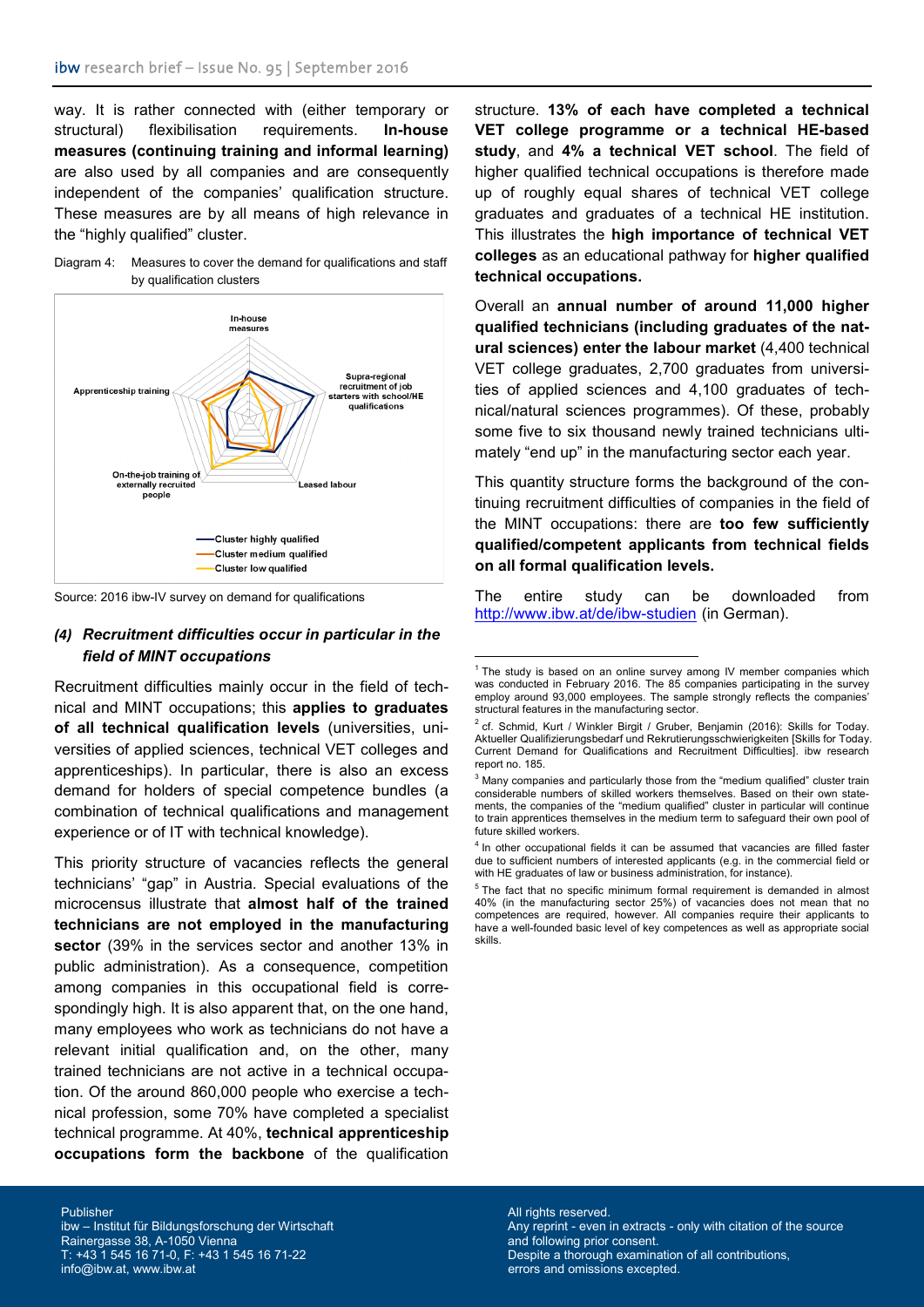way. It is rather connected with (either temporary or structural) flexibilisation requirements. **In-house measures (continuing training and informal learning)** are also used by all companies and are consequently independent of the companies' qualification structure. These measures are by all means of high relevance in the "highly qualified" cluster.

Diagram 4: Measures to cover the demand for qualifications and staff by qualification clusters

In-house measures

Supra-regional recruitment of job starters with school/HE qualifications

Leased labour

On-the-job training of externally recruited people

Apprenticeship training

Cluster highly qualified
Cluster medium qualified
Cluster low qualified

Source: 2016 ibw-IV survey on demand for qualifications

### *(4) Recruitment difficulties occur in particular in the field of MINT occupations*

Recruitment difficulties mainly occur in the field of technical and MINT occupations; this **applies to graduates of all technical qualification levels** (universities, universities of applied sciences, technical VET colleges and apprenticeships). In particular, there is also an excess demand for holders of special competence bundles (a combination of technical qualifications and management experience or of IT with technical knowledge).

This priority structure of vacancies reflects the general technicians' "gap" in Austria. Special evaluations of the microcensus illustrate that **almost half of the trained technicians are not employed in the manufacturing sector** (39% in the services sector and another 13% in public administration). As a consequence, competition among companies in this occupational field is correspondingly high. It is also apparent that, on the one hand, many employees who work as technicians do not have a relevant initial qualification and, on the other, many trained technicians are not active in a technical occupation. Of the around 860,000 people who exercise a technical profession, some 70% have completed a specialist technical programme. At 40%, **technical apprenticeship occupations form the backbone** of the qualification structure. **13% of each have completed a technical VET college programme or a technical HE-based study**, and **4% a technical VET school**. The field of higher qualified technical occupations is therefore made up of roughly equal shares of technical VET college graduates and graduates of a technical HE institution. This illustrates the **high importance of technical VET colleges** as an educational pathway for **higher qualified technical occupations.**

Overall an **annual number of around 11,000 higher qualified technicians (including graduates of the natural sciences) enter the labour market** (4,400 technical VET college graduates, 2,700 graduates from universities of applied sciences and 4,100 graduates of technical/natural sciences programmes). Of these, probably some five to six thousand newly trained technicians ultimately "end up" in the manufacturing sector each year.

This quantity structure forms the background of the continuing recruitment difficulties of companies in the field of the MINT occupations: there are **too few sufficiently qualified/competent applicants from technical fields on all formal qualification levels.**

The entire study can be downloaded from http://www.ibw.at/de/ibw-studien (in German).

---

[1] The study is based on an online survey among IV member companies which was conducted in February 2016. The 85 companies participating in the survey employ around 93,000 employees. The sample strongly reflects the companies' structural features in the manufacturing sector.

[2] cf. Schmid, Kurt / Winkler Birgit / Gruber, Benjamin (2016): Skills for Today. Aktueller Qualifizierungsbedarf und Rekrutierungsschwierigkeiten [Skills for Today. Current Demand for Qualifications and Recruitment Difficulties]. ibw research report no. 185.

[3] Many companies and particularly those from the "medium qualified" cluster train considerable numbers of skilled workers themselves. Based on their own statements, the companies of the "medium qualified" cluster in particular will continue to train apprentices themselves in the medium term to safeguard their own pool of future skilled workers.

[4] In other occupational fields it can be assumed that vacancies are filled faster due to sufficient numbers of interested applicants (e.g. in the commercial field or with HE graduates of law or business administration, for instance).

[5] The fact that no specific minimum formal requirement is demanded in almost 40% (in the manufacturing sector 25%) of vacancies does not mean that no competences are required, however. All companies require their applicants to have a well-founded basic level of key competences as well as appropriate social skills.

Publisher
ibw – Institut für Bildungsforschung der Wirtschaft
Rainergasse 38, A-1050 Vienna
T: +43 1 545 16 71-0, F: +43 1 545 16 71-22
info@ibw.at, www.ibw.at

All rights reserved.
Any reprint - even in extracts - only with citation of the source and following prior consent.
Despite a thorough examination of all contributions, errors and omissions excepted.